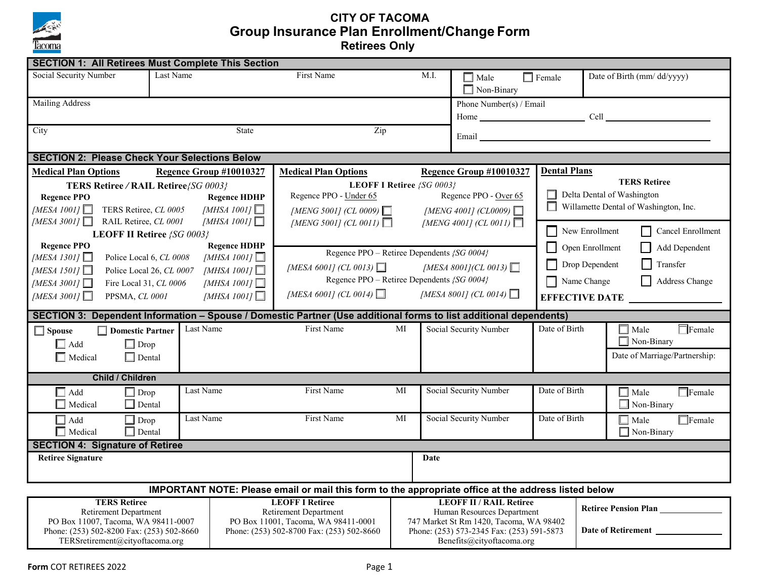# CITY OF TACOMA
## Group Insurance Plan Enrollment/Change Form
### Retirees Only

## SECTION 1: All Retirees Must Complete This Section

| Social Security Number | Last Name | First Name | M.I. | ☐ Male ☐ Female ☐ Non-Binary | Date of Birth (mm/ dd/yyyy) |
|---|---|---|---|---|---|
| | | | | | |

| Mailing Address | Phone Number(s) / Email |
|---|---|
| | Home ______ Cell ______ |
| City &nbsp;&nbsp; State &nbsp;&nbsp; Zip | Email ______ |

## SECTION 2: Please Check Your Selections Below

**Medical Plan Options** — **Regence Group #10010327**

**TERS Retiree / RAIL Retiree** *{SG 0003}*

| Regence PPO | | Regence HDHP |
|---|---|---|
| *[MESA 1001]* ☐ | TERS Retiree, *CL 0005* | *[MHSA 1001]* ☐ |
| *[MESA 3001]* ☐ | RAIL Retiree, *CL 0001* | *[MHSA 1001]* ☐ |

**LEOFF II Retiree** *{SG 0003}*

| Regence PPO | | Regence HDHP |
|---|---|---|
| *[MESA 1301]* ☐ | Police Local 6, *CL 0008* | *[MHSA 1001]* ☐ |
| *[MESA 1501]* ☐ | Police Local 26, *CL 0007* | *[MHSA 1001]* ☐ |
| *[MESA 3001]* ☐ | Fire Local 31, *CL 0006* | *[MHSA 1001]* ☐ |
| *[MESA 3001]* ☐ | PPSMA, *CL 0001* | *[MHSA 1001]* ☐ |

**Medical Plan Options** — **Regence Group #10010327**

**LEOFF I Retiree** *{SG 0003}*

| Regence PPO - Under 65 | Regence PPO - Over 65 |
|---|---|
| *[MENG 5001] (CL 0009)* ☐ | *[MENG 4001] (CL0009)* ☐ |
| *[MENG 5001] (CL 0011)* ☐ | *[MENG 4001] (CL 0011)* ☐ |

Regence PPO – Retiree Dependents *{SG 0004}*

*[MESA 6001] (CL 0013)* ☐ &nbsp;&nbsp; *[MESA 8001](CL 0013)* ☐

Regence PPO – Retiree Dependents *{SG 0004}*

*[MESA 6001] (CL 0014)* ☐ &nbsp;&nbsp; *[MESA 8001] (CL 0014)* ☐

**Dental Plans**

**TERS Retiree**

☐ Delta Dental of Washington
☐ Willamette Dental of Washington, Inc.

| | |
|---|---|
| ☐ New Enrollment | ☐ Cancel Enrollment |
| ☐ Open Enrollment | ☐ Add Dependent |
| ☐ Drop Dependent | ☐ Transfer |
| ☐ Name Change | ☐ Address Change |

**EFFECTIVE DATE** ______

## SECTION 3: Dependent Information – Spouse / Domestic Partner (Use additional forms to list additional dependents)

| ☐ Spouse ☐ Domestic Partner | Last Name | First Name | MI | Social Security Number | Date of Birth | ☐ Male ☐ Female ☐ Non-Binary |
|---|---|---|---|---|---|---|
| ☐ Add ☐ Drop ☐ Medical ☐ Dental | | | | | | Date of Marriage/Partnership: |

**Child / Children**

| | Last Name | First Name | MI | Social Security Number | Date of Birth | |
|---|---|---|---|---|---|---|
| ☐ Add ☐ Drop ☐ Medical ☐ Dental | | | | | | ☐ Male ☐ Female ☐ Non-Binary |
| ☐ Add ☐ Drop ☐ Medical ☐ Dental | | | | | | ☐ Male ☐ Female ☐ Non-Binary |

## SECTION 4: Signature of Retiree

| Retiree Signature | Date |
|---|---|
| | |

**IMPORTANT NOTE: Please email or mail this form to the appropriate office at the address listed below**

| TERS Retiree | LEOFF I Retiree | LEOFF II / RAIL Retiree | |
|---|---|---|---|
| Retirement Department<br>PO Box 11007, Tacoma, WA 98411-0007<br>Phone: (253) 502-8200 Fax: (253) 502-8660<br>TERSretirement@cityoftacoma.org | Retirement Department<br>PO Box 11001, Tacoma, WA 98411-0001<br>Phone: (253) 502-8700 Fax: (253) 502-8660 | Human Resources Department<br>747 Market St Rm 1420, Tacoma, WA 98402<br>Phone: (253) 573-2345 Fax: (253) 591-5873<br>Benefits@cityoftacoma.org | **Retiree Pension Plan** ______<br>**Date of Retirement** ______ |

**Form** COT RETIREES 2022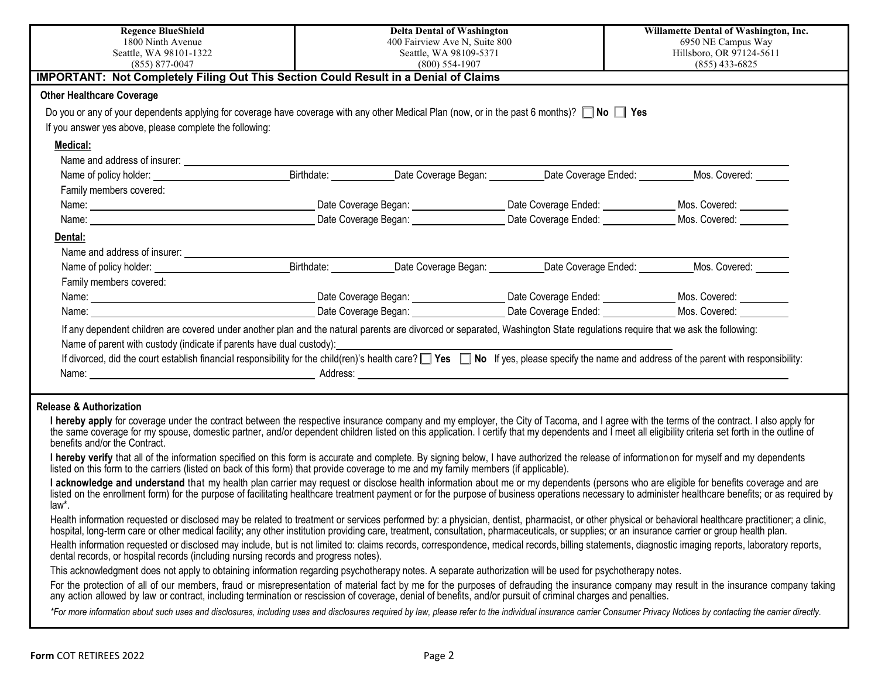| Regence BlueShield<br>1800 Ninth Avenue<br>Seattle, WA 98101-1322<br>(855) 877-0047 | Delta Dental of Washington<br>400 Fairview Ave N, Suite 800<br>Seattle, WA 98109-5371<br>(800) 554-1907 | Willamette Dental of Washington, Inc.<br>6950 NE Campus Way<br>Hillsboro, OR 97124-5611<br>(855) 433-6825 |
|---|---|---|

**IMPORTANT: Not Completely Filing Out This Section Could Result in a Denial of Claims**

### Other Healthcare Coverage

Do you or any of your dependents applying for coverage have coverage with any other Medical Plan (now, or in the past 6 months)? ☐ **No** ☐ **Yes**

If you answer yes above, please complete the following:

**Medical:**

Name and address of insurer: ______________________________

Name of policy holder: ______________ Birthdate: __________ Date Coverage Began: __________ Date Coverage Ended: __________ Mos. Covered: ______

Family members covered:

Name: ______________________________ Date Coverage Began: __________ Date Coverage Ended: __________ Mos. Covered: ______

Name: ______________________________ Date Coverage Began: __________ Date Coverage Ended: __________ Mos. Covered: ______

**Dental:**

Name and address of insurer: ______________________________

Name of policy holder: ______________ Birthdate: __________ Date Coverage Began: __________ Date Coverage Ended: __________ Mos. Covered: ______

Family members covered:

Name: ______________________________ Date Coverage Began: __________ Date Coverage Ended: __________ Mos. Covered: ______

Name: ______________________________ Date Coverage Began: __________ Date Coverage Ended: __________ Mos. Covered: ______

If any dependent children are covered under another plan and the natural parents are divorced or separated, Washington State regulations require that we ask the following:

Name of parent with custody (indicate if parents have dual custody): ______________________________

If divorced, did the court establish financial responsibility for the child(ren)'s health care? ☐ **Yes** ☐ **No** If yes, please specify the name and address of the parent with responsibility:

Name: ______________________________ Address: ______________________________

### Release & Authorization

**I hereby apply** for coverage under the contract between the respective insurance company and my employer, the City of Tacoma, and I agree with the terms of the contract. I also apply for the same coverage for my spouse, domestic partner, and/or dependent children listed on this application. I certify that my dependents and I meet all eligibility criteria set forth in the outline of benefits and/or the Contract.

**I hereby verify** that all of the information specified on this form is accurate and complete. By signing below, I have authorized the release of informationon for myself and my dependents listed on this form to the carriers (listed on back of this form) that provide coverage to me and my family members (if applicable).

**I acknowledge and understand** that my health plan carrier may request or disclose health information about me or my dependents (persons who are eligible for benefits coverage and are listed on the enrollment form) for the purpose of facilitating healthcare treatment payment or for the purpose of business operations necessary to administer healthcare benefits; or as required by law*.

Health information requested or disclosed may be related to treatment or services performed by: a physician, dentist, pharmacist, or other physical or behavioral healthcare practitioner; a clinic, hospital, long-term care or other medical facility; any other institution providing care, treatment, consultation, pharmaceuticals, or supplies; or an insurance carrier or group health plan.

Health information requested or disclosed may include, but is not limited to: claims records, correspondence, medical records, billing statements, diagnostic imaging reports, laboratory reports, dental records, or hospital records (including nursing records and progress notes).

This acknowledgment does not apply to obtaining information regarding psychotherapy notes. A separate authorization will be used for psychotherapy notes.

For the protection of all of our members, fraud or misrepresentation of material fact by me for the purposes of defrauding the insurance company may result in the insurance company taking any action allowed by law or contract, including termination or rescission of coverage, denial of benefits, and/or pursuit of criminal charges and penalties.

*\*For more information about such uses and disclosures, including uses and disclosures required by law, please refer to the individual insurance carrier Consumer Privacy Notices by contacting the carrier directly.*

**Form** COT RETIREES 2022